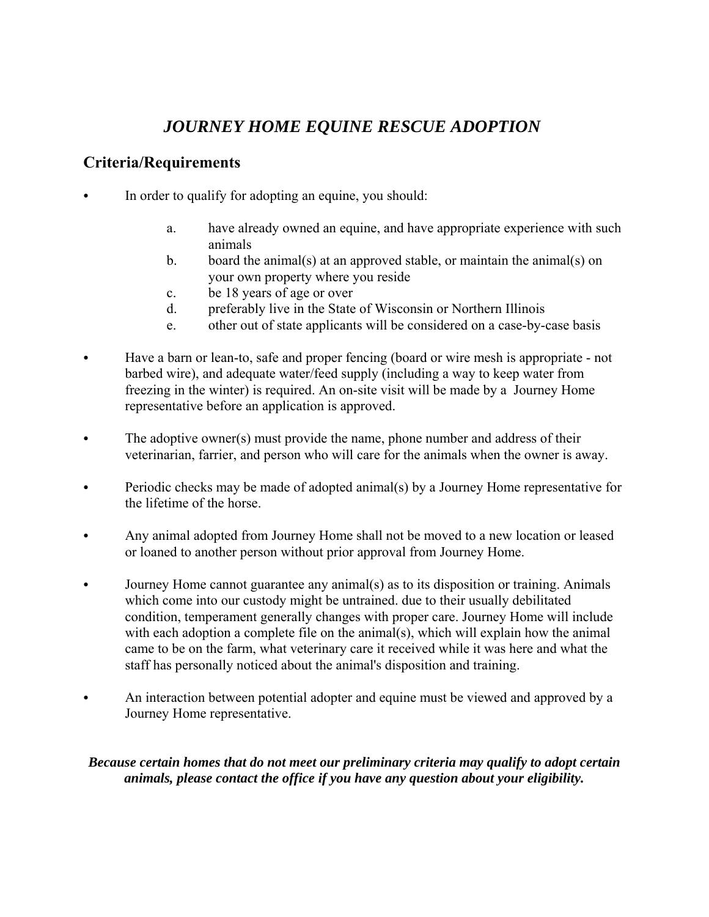# *JOURNEY HOME EQUINE RESCUE ADOPTION*

## Criteria/Requirements

- In order to qualify for adopting an equine, you should:

  a. have already owned an equine, and have appropriate experience with such animals
  b. board the animal(s) at an approved stable, or maintain the animal(s) on your own property where you reside
  c. be 18 years of age or over
  d. preferably live in the State of Wisconsin or Northern Illinois
  e. other out of state applicants will be considered on a case-by-case basis

- Have a barn or lean-to, safe and proper fencing (board or wire mesh is appropriate - not barbed wire), and adequate water/feed supply (including a way to keep water from freezing in the winter) is required. An on-site visit will be made by a Journey Home representative before an application is approved.

- The adoptive owner(s) must provide the name, phone number and address of their veterinarian, farrier, and person who will care for the animals when the owner is away.

- Periodic checks may be made of adopted animal(s) by a Journey Home representative for the lifetime of the horse.

- Any animal adopted from Journey Home shall not be moved to a new location or leased or loaned to another person without prior approval from Journey Home.

- Journey Home cannot guarantee any animal(s) as to its disposition or training. Animals which come into our custody might be untrained. due to their usually debilitated condition, temperament generally changes with proper care. Journey Home will include with each adoption a complete file on the animal(s), which will explain how the animal came to be on the farm, what veterinary care it received while it was here and what the staff has personally noticed about the animal's disposition and training.

- An interaction between potential adopter and equine must be viewed and approved by a Journey Home representative.

***Because certain homes that do not meet our preliminary criteria may qualify to adopt certain animals, please contact the office if you have any question about your eligibility.***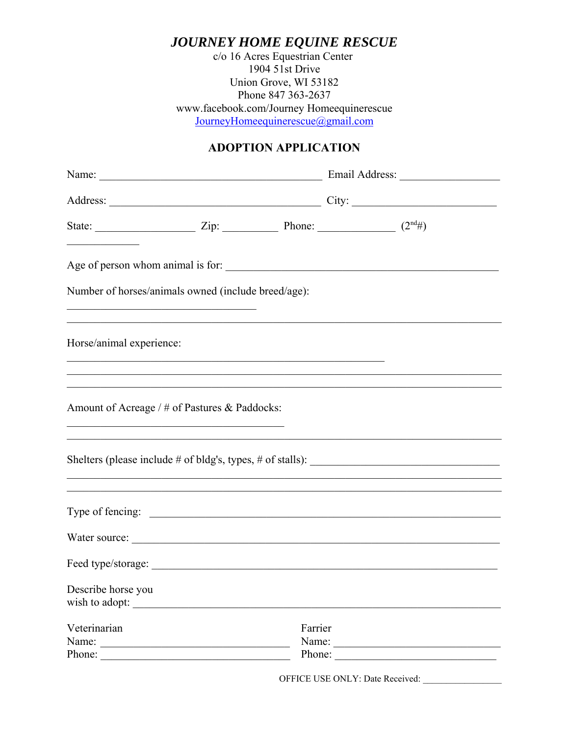# *JOURNEY HOME EQUINE RESCUE*

c/o 16 Acres Equestrian Center
1904 51st Drive
Union Grove, WI 53182
Phone 847 363-2637
www.facebook.com/Journey Homeequinerescue
JourneyHomeequinerescue@gmail.com

## ADOPTION APPLICATION

Name: ________________________________________ Email Address: __________________

Address: ______________________________________ City: __________________________

State: __________________ Zip: __________ Phone: ______________ (2nd#) _____________

Age of person whom animal is for: ______________________________________________

Number of horses/animals owned (include breed/age): ___________________________________
________________________________________________________________________________

Horse/animal experience: ____________________________________________________________
________________________________________________________________________________
________________________________________________________________________________

Amount of Acreage / # of Pastures & Paddocks: _______________________________________
________________________________________________________________________________

Shelters (please include # of bldg's, types, # of stalls): __________________________________
________________________________________________________________________________
________________________________________________________________________________

Type of fencing: ______________________________________________________________

Water source: ________________________________________________________________

Feed type/storage: _____________________________________________________________

Describe horse you wish to adopt: _________________________________________________

Veterinarian
Name: ___________________________________
Phone: ___________________________________

Farrier
Name: ___________________________________
Phone: ___________________________________

OFFICE USE ONLY: Date Received: _________________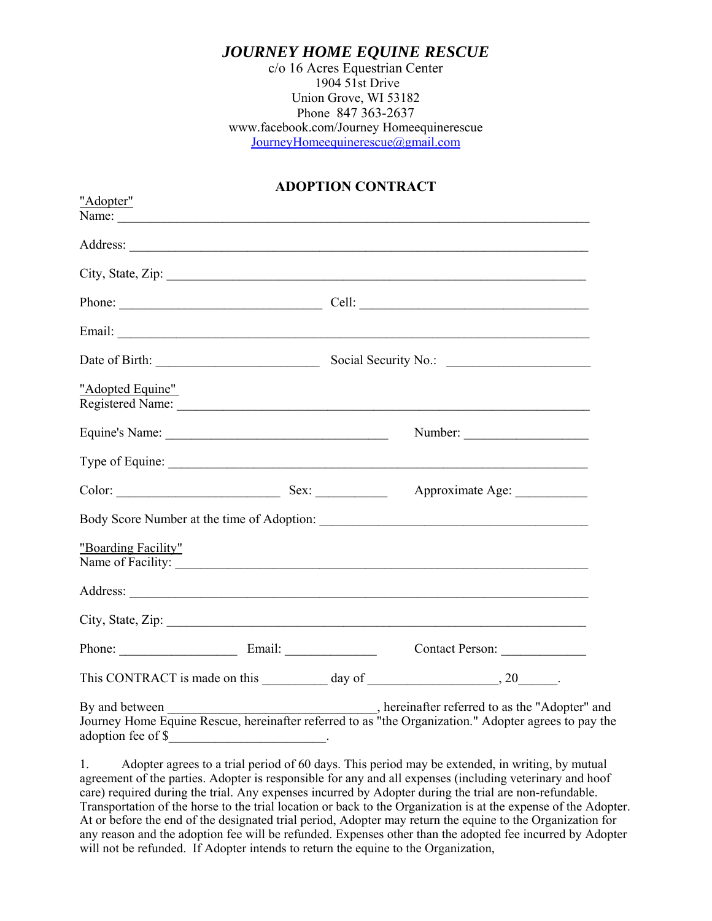# *JOURNEY HOME EQUINE RESCUE*

c/o 16 Acres Equestrian Center
1904 51st Drive
Union Grove, WI 53182
Phone 847 363-2637
www.facebook.com/Journey Homeequinerescue
JourneyHomeequinerescue@gmail.com

## ADOPTION CONTRACT

"Adopter"
Name: ___________________________________________________________________________

Address: _________________________________________________________________________

City, State, Zip: ___________________________________________________________________

Phone: _______________________________ Cell: ___________________________________

Email: ___________________________________________________________________________

Date of Birth: _________________________ Social Security No.: ______________________

"Adopted Equine"
Registered Name: __________________________________________________________________

Equine's Name: __________________________________ Number: ___________________

Type of Equine: ____________________________________________________________________

Color: _________________________ Sex: ___________ Approximate Age: ___________

Body Score Number at the time of Adoption: ________________________________________

"Boarding Facility"
Name of Facility: ___________________________________________________________________

Address: _________________________________________________________________________

City, State, Zip: ___________________________________________________________________

Phone: __________________ Email: ______________ Contact Person: _____________

This CONTRACT is made on this __________ day of ___________________, 20______.

By and between ________________________________, hereinafter referred to as the "Adopter" and Journey Home Equine Rescue, hereinafter referred to as "the Organization." Adopter agrees to pay the adoption fee of $________________________.

1. Adopter agrees to a trial period of 60 days. This period may be extended, in writing, by mutual agreement of the parties. Adopter is responsible for any and all expenses (including veterinary and hoof care) required during the trial. Any expenses incurred by Adopter during the trial are non-refundable. Transportation of the horse to the trial location or back to the Organization is at the expense of the Adopter. At or before the end of the designated trial period, Adopter may return the equine to the Organization for any reason and the adoption fee will be refunded. Expenses other than the adopted fee incurred by Adopter will not be refunded. If Adopter intends to return the equine to the Organization,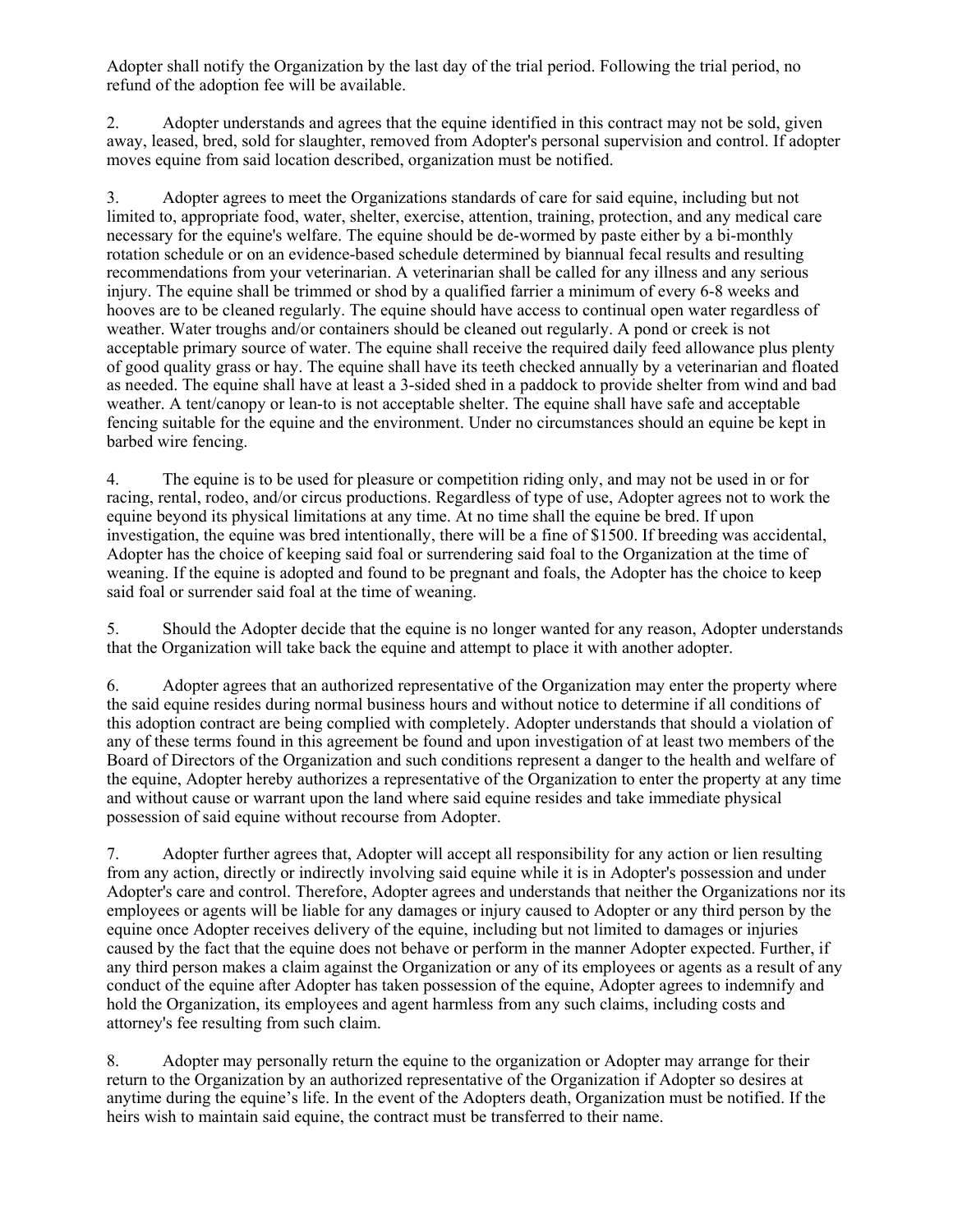Adopter shall notify the Organization by the last day of the trial period. Following the trial period, no refund of the adoption fee will be available.

2. Adopter understands and agrees that the equine identified in this contract may not be sold, given away, leased, bred, sold for slaughter, removed from Adopter's personal supervision and control. If adopter moves equine from said location described, organization must be notified.

3. Adopter agrees to meet the Organizations standards of care for said equine, including but not limited to, appropriate food, water, shelter, exercise, attention, training, protection, and any medical care necessary for the equine's welfare. The equine should be de-wormed by paste either by a bi-monthly rotation schedule or on an evidence-based schedule determined by biannual fecal results and resulting recommendations from your veterinarian. A veterinarian shall be called for any illness and any serious injury. The equine shall be trimmed or shod by a qualified farrier a minimum of every 6-8 weeks and hooves are to be cleaned regularly. The equine should have access to continual open water regardless of weather. Water troughs and/or containers should be cleaned out regularly. A pond or creek is not acceptable primary source of water. The equine shall receive the required daily feed allowance plus plenty of good quality grass or hay. The equine shall have its teeth checked annually by a veterinarian and floated as needed. The equine shall have at least a 3-sided shed in a paddock to provide shelter from wind and bad weather. A tent/canopy or lean-to is not acceptable shelter. The equine shall have safe and acceptable fencing suitable for the equine and the environment. Under no circumstances should an equine be kept in barbed wire fencing.

4. The equine is to be used for pleasure or competition riding only, and may not be used in or for racing, rental, rodeo, and/or circus productions. Regardless of type of use, Adopter agrees not to work the equine beyond its physical limitations at any time. At no time shall the equine be bred. If upon investigation, the equine was bred intentionally, there will be a fine of $1500. If breeding was accidental, Adopter has the choice of keeping said foal or surrendering said foal to the Organization at the time of weaning. If the equine is adopted and found to be pregnant and foals, the Adopter has the choice to keep said foal or surrender said foal at the time of weaning.

5. Should the Adopter decide that the equine is no longer wanted for any reason, Adopter understands that the Organization will take back the equine and attempt to place it with another adopter.

6. Adopter agrees that an authorized representative of the Organization may enter the property where the said equine resides during normal business hours and without notice to determine if all conditions of this adoption contract are being complied with completely. Adopter understands that should a violation of any of these terms found in this agreement be found and upon investigation of at least two members of the Board of Directors of the Organization and such conditions represent a danger to the health and welfare of the equine, Adopter hereby authorizes a representative of the Organization to enter the property at any time and without cause or warrant upon the land where said equine resides and take immediate physical possession of said equine without recourse from Adopter.

7. Adopter further agrees that, Adopter will accept all responsibility for any action or lien resulting from any action, directly or indirectly involving said equine while it is in Adopter's possession and under Adopter's care and control. Therefore, Adopter agrees and understands that neither the Organizations nor its employees or agents will be liable for any damages or injury caused to Adopter or any third person by the equine once Adopter receives delivery of the equine, including but not limited to damages or injuries caused by the fact that the equine does not behave or perform in the manner Adopter expected. Further, if any third person makes a claim against the Organization or any of its employees or agents as a result of any conduct of the equine after Adopter has taken possession of the equine, Adopter agrees to indemnify and hold the Organization, its employees and agent harmless from any such claims, including costs and attorney's fee resulting from such claim.

8. Adopter may personally return the equine to the organization or Adopter may arrange for their return to the Organization by an authorized representative of the Organization if Adopter so desires at anytime during the equine's life. In the event of the Adopters death, Organization must be notified. If the heirs wish to maintain said equine, the contract must be transferred to their name.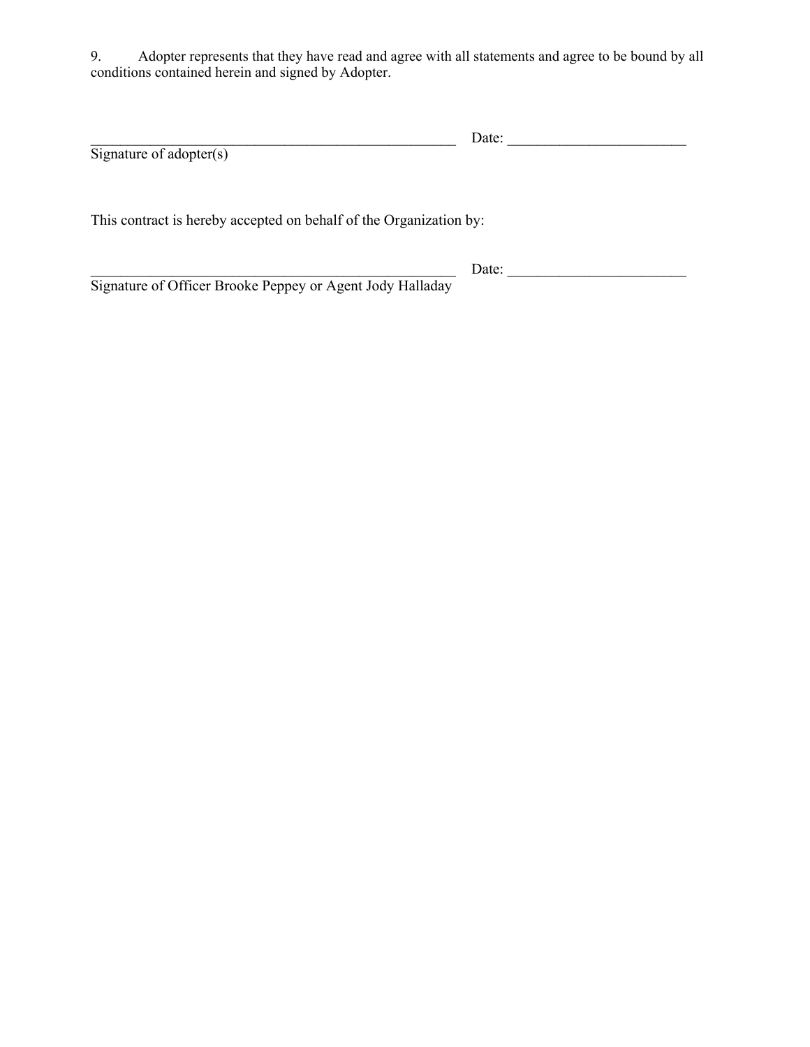9. Adopter represents that they have read and agree with all statements and agree to be bound by all conditions contained herein and signed by Adopter.

_____________________________________________________ Date: _________________________

Signature of adopter(s)

This contract is hereby accepted on behalf of the Organization by:

_____________________________________________________ Date: _________________________

Signature of Officer Brooke Peppey or Agent Jody Halladay